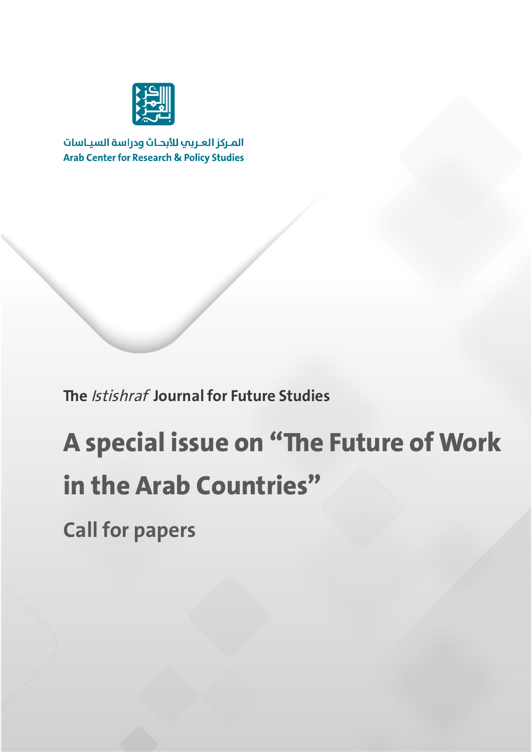المركز العربي للأبحاث ودراسة السياسات

Arab Center for Research & Policy Studies

The *Istishraf* Journal for Future Studies

# A special issue on “The Future of Work in the Arab Countries”

## Call for papers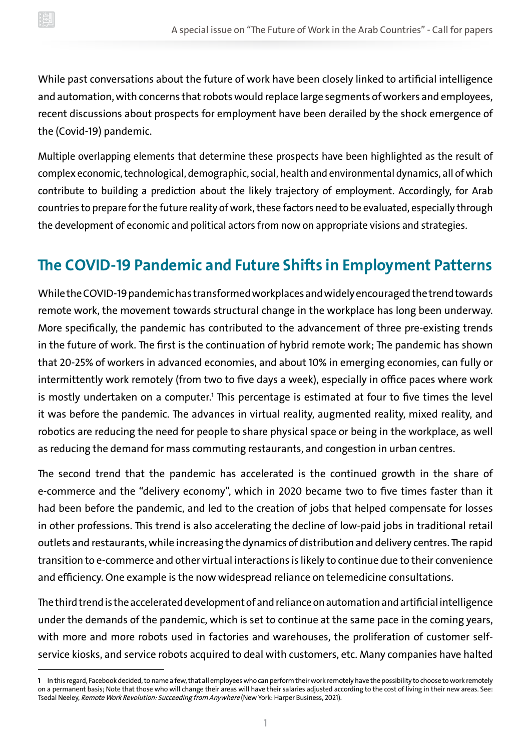While past conversations about the future of work have been closely linked to artificial intelligence and automation, with concerns that robots would replace large segments of workers and employees, recent discussions about prospects for employment have been derailed by the shock emergence of the (Covid-19) pandemic.

Multiple overlapping elements that determine these prospects have been highlighted as the result of complex economic, technological, demographic, social, health and environmental dynamics, all of which contribute to building a prediction about the likely trajectory of employment. Accordingly, for Arab countries to prepare for the future reality of work, these factors need to be evaluated, especially through the development of economic and political actors from now on appropriate visions and strategies.

## The COVID-19 Pandemic and Future Shifts in Employment Patterns

While the COVID-19 pandemic has transformed workplaces and widely encouraged the trend towards remote work, the movement towards structural change in the workplace has long been underway. More specifically, the pandemic has contributed to the advancement of three pre-existing trends in the future of work. The first is the continuation of hybrid remote work; The pandemic has shown that 20-25% of workers in advanced economies, and about 10% in emerging economies, can fully or intermittently work remotely (from two to five days a week), especially in office paces where work is mostly undertaken on a computer.[1] This percentage is estimated at four to five times the level it was before the pandemic. The advances in virtual reality, augmented reality, mixed reality, and robotics are reducing the need for people to share physical space or being in the workplace, as well as reducing the demand for mass commuting restaurants, and congestion in urban centres.

The second trend that the pandemic has accelerated is the continued growth in the share of e-commerce and the "delivery economy", which in 2020 became two to five times faster than it had been before the pandemic, and led to the creation of jobs that helped compensate for losses in other professions. This trend is also accelerating the decline of low-paid jobs in traditional retail outlets and restaurants, while increasing the dynamics of distribution and delivery centres. The rapid transition to e-commerce and other virtual interactions is likely to continue due to their convenience and efficiency. One example is the now widespread reliance on telemedicine consultations.

The third trend is the accelerated development of and reliance on automation and artificial intelligence under the demands of the pandemic, which is set to continue at the same pace in the coming years, with more and more robots used in factories and warehouses, the proliferation of customer self-service kiosks, and service robots acquired to deal with customers, etc. Many companies have halted

---

1 In this regard, Facebook decided, to name a few, that all employees who can perform their work remotely have the possibility to choose to work remotely on a permanent basis; Note that those who will change their areas will have their salaries adjusted according to the cost of living in their new areas. See: Tsedal Neeley, *Remote Work Revolution: Succeeding from Anywhere* (New York: Harper Business, 2021).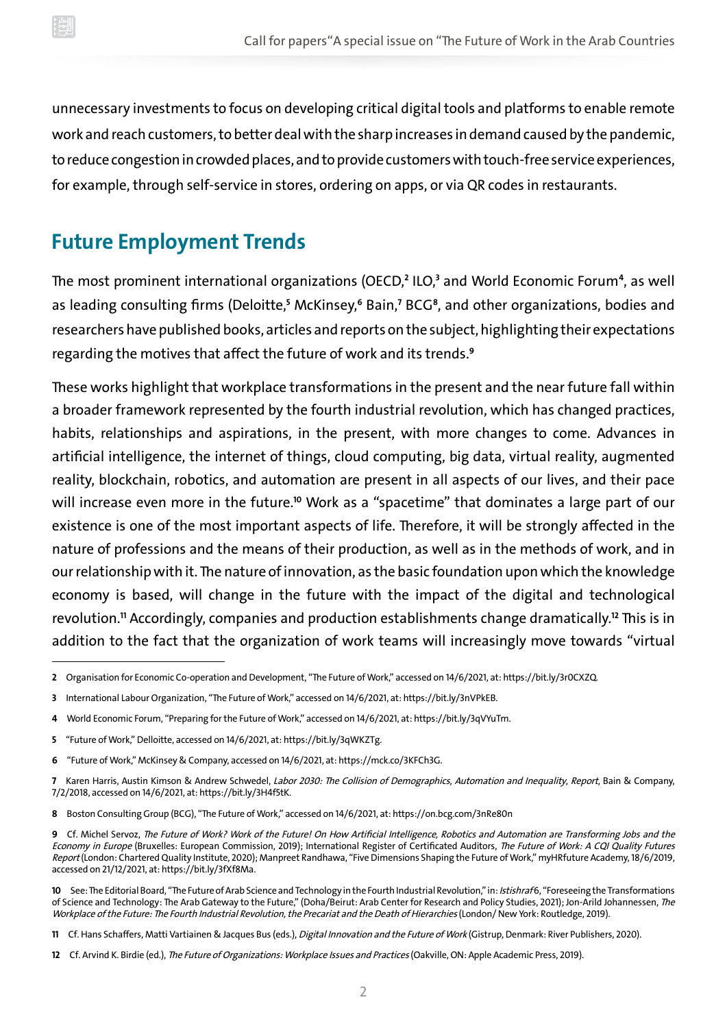unnecessary investments to focus on developing critical digital tools and platforms to enable remote work and reach customers, to better deal with the sharp increases in demand caused by the pandemic, to reduce congestion in crowded places, and to provide customers with touch-free service experiences, for example, through self-service in stores, ordering on apps, or via QR codes in restaurants.

## Future Employment Trends

The most prominent international organizations (OECD,[2] ILO,[3] and World Economic Forum[4], as well as leading consulting firms (Deloitte,[5] McKinsey,[6] Bain,[7] BCG[8], and other organizations, bodies and researchers have published books, articles and reports on the subject, highlighting their expectations regarding the motives that affect the future of work and its trends.[9]

These works highlight that workplace transformations in the present and the near future fall within a broader framework represented by the fourth industrial revolution, which has changed practices, habits, relationships and aspirations, in the present, with more changes to come. Advances in artificial intelligence, the internet of things, cloud computing, big data, virtual reality, augmented reality, blockchain, robotics, and automation are present in all aspects of our lives, and their pace will increase even more in the future.[10] Work as a "spacetime" that dominates a large part of our existence is one of the most important aspects of life. Therefore, it will be strongly affected in the nature of professions and the means of their production, as well as in the methods of work, and in our relationship with it. The nature of innovation, as the basic foundation upon which the knowledge economy is based, will change in the future with the impact of the digital and technological revolution.[11] Accordingly, companies and production establishments change dramatically.[12] This is in addition to the fact that the organization of work teams will increasingly move towards "virtual

---

2 Organisation for Economic Co-operation and Development, "The Future of Work," accessed on 14/6/2021, at: https://bit.ly/3r0CXZQ.

3 International Labour Organization, "The Future of Work," accessed on 14/6/2021, at: https://bit.ly/3nVPkEB.

4 World Economic Forum, "Preparing for the Future of Work," accessed on 14/6/2021, at: https://bit.ly/3qVYuTm.

5 "Future of Work," Deloitte, accessed on 14/6/2021, at: https://bit.ly/3qWKZTg.

6 "Future of Work," McKinsey & Company, accessed on 14/6/2021, at: https://mck.co/3KFCh3G.

7 Karen Harris, Austin Kimson & Andrew Schwedel, *Labor 2030: The Collision of Demographics, Automation and Inequality, Report*, Bain & Company, 7/2/2018, accessed on 14/6/2021, at: https://bit.ly/3H4f5tK.

8 Boston Consulting Group (BCG), "The Future of Work," accessed on 14/6/2021, at: https://on.bcg.com/3nRe80n

9 Cf. Michel Servoz, *The Future of Work? Work of the Future! On How Artificial Intelligence, Robotics and Automation are Transforming Jobs and the Economy in Europe* (Bruxelles: European Commission, 2019); International Register of Certificated Auditors, *The Future of Work: A CQI Quality Futures Report* (London: Chartered Quality Institute, 2020); Manpreet Randhawa, "Five Dimensions Shaping the Future of Work," myHRfuture Academy, 18/6/2019, accessed on 21/12/2021, at: https://bit.ly/3fXf8Ma.

10 See: The Editorial Board, "The Future of Arab Science and Technology in the Fourth Industrial Revolution," in: *Istishraf* 6, "Foreseeing the Transformations of Science and Technology: The Arab Gateway to the Future," (Doha/Beirut: Arab Center for Research and Policy Studies, 2021); Jon-Arild Johannessen, *The Workplace of the Future: The Fourth Industrial Revolution, the Precariat and the Death of Hierarchies* (London/ New York: Routledge, 2019).

11 Cf. Hans Schaffers, Matti Vartiainen & Jacques Bus (eds.), *Digital Innovation and the Future of Work* (Gistrup, Denmark: River Publishers, 2020).

12 Cf. Arvind K. Birdie (ed.), *The Future of Organizations: Workplace Issues and Practices* (Oakville, ON: Apple Academic Press, 2019).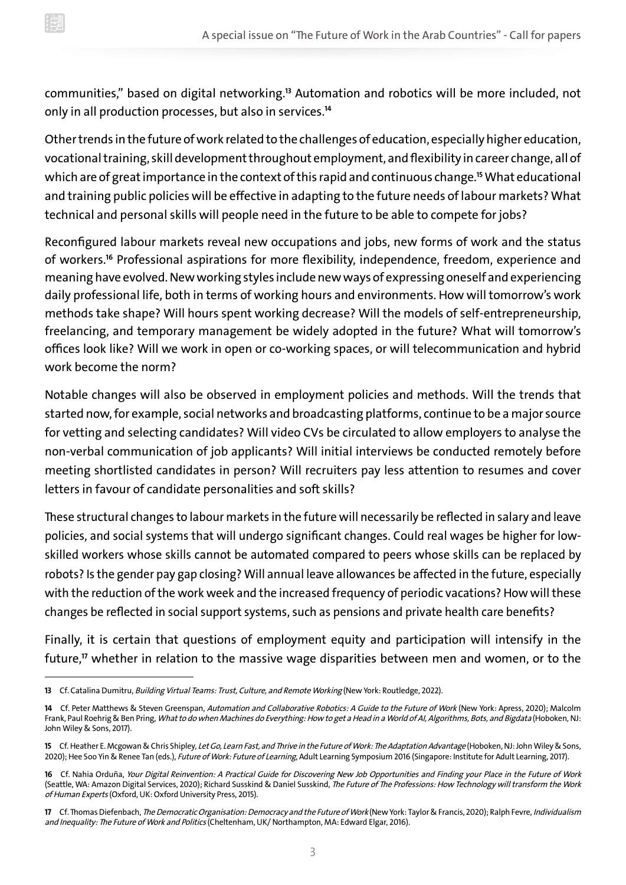communities," based on digital networking.[13] Automation and robotics will be more included, not only in all production processes, but also in services.[14]

Other trends in the future of work related to the challenges of education, especially higher education, vocational training, skill development throughout employment, and flexibility in career change, all of which are of great importance in the context of this rapid and continuous change.[15] What educational and training public policies will be effective in adapting to the future needs of labour markets? What technical and personal skills will people need in the future to be able to compete for jobs?

Reconfigured labour markets reveal new occupations and jobs, new forms of work and the status of workers.[16] Professional aspirations for more flexibility, independence, freedom, experience and meaning have evolved. New working styles include new ways of expressing oneself and experiencing daily professional life, both in terms of working hours and environments. How will tomorrow's work methods take shape? Will hours spent working decrease? Will the models of self-entrepreneurship, freelancing, and temporary management be widely adopted in the future? What will tomorrow's offices look like? Will we work in open or co-working spaces, or will telecommunication and hybrid work become the norm?

Notable changes will also be observed in employment policies and methods. Will the trends that started now, for example, social networks and broadcasting platforms, continue to be a major source for vetting and selecting candidates? Will video CVs be circulated to allow employers to analyse the non-verbal communication of job applicants? Will initial interviews be conducted remotely before meeting shortlisted candidates in person? Will recruiters pay less attention to resumes and cover letters in favour of candidate personalities and soft skills?

These structural changes to labour markets in the future will necessarily be reflected in salary and leave policies, and social systems that will undergo significant changes. Could real wages be higher for low-skilled workers whose skills cannot be automated compared to peers whose skills can be replaced by robots? Is the gender pay gap closing? Will annual leave allowances be affected in the future, especially with the reduction of the work week and the increased frequency of periodic vacations? How will these changes be reflected in social support systems, such as pensions and private health care benefits?

Finally, it is certain that questions of employment equity and participation will intensify in the future,[17] whether in relation to the massive wage disparities between men and women, or to the

---

13 Cf. Catalina Dumitru, *Building Virtual Teams: Trust, Culture, and Remote Working* (New York: Routledge, 2022).

14 Cf. Peter Matthews & Steven Greenspan, *Automation and Collaborative Robotics: A Guide to the Future of Work* (New York: Apress, 2020); Malcolm Frank, Paul Roehrig & Ben Pring, *What to do when Machines do Everything: How to get a Head in a World of AI, Algorithms, Bots, and Bigdata* (Hoboken, NJ: John Wiley & Sons, 2017).

15 Cf. Heather E. Mcgowan & Chris Shipley, *Let Go, Learn Fast, and Thrive in the Future of Work: The Adaptation Advantage* (Hoboken, NJ: John Wiley & Sons, 2020); Hee Soo Yin & Renee Tan (eds.), *Future of Work: Future of Learning*, Adult Learning Symposium 2016 (Singapore: Institute for Adult Learning, 2017).

16 Cf. Nahia Orduña, *Your Digital Reinvention: A Practical Guide for Discovering New Job Opportunities and Finding your Place in the Future of Work* (Seattle, WA: Amazon Digital Services, 2020); Richard Susskind & Daniel Susskind, *The Future of The Professions: How Technology will transform the Work of Human Experts* (Oxford, UK: Oxford University Press, 2015).

17 Cf. Thomas Diefenbach, *The Democratic Organisation: Democracy and the Future of Work* (New York: Taylor & Francis, 2020); Ralph Fevre, *Individualism and Inequality: The Future of Work and Politics* (Cheltenham, UK/ Northampton, MA: Edward Elgar, 2016).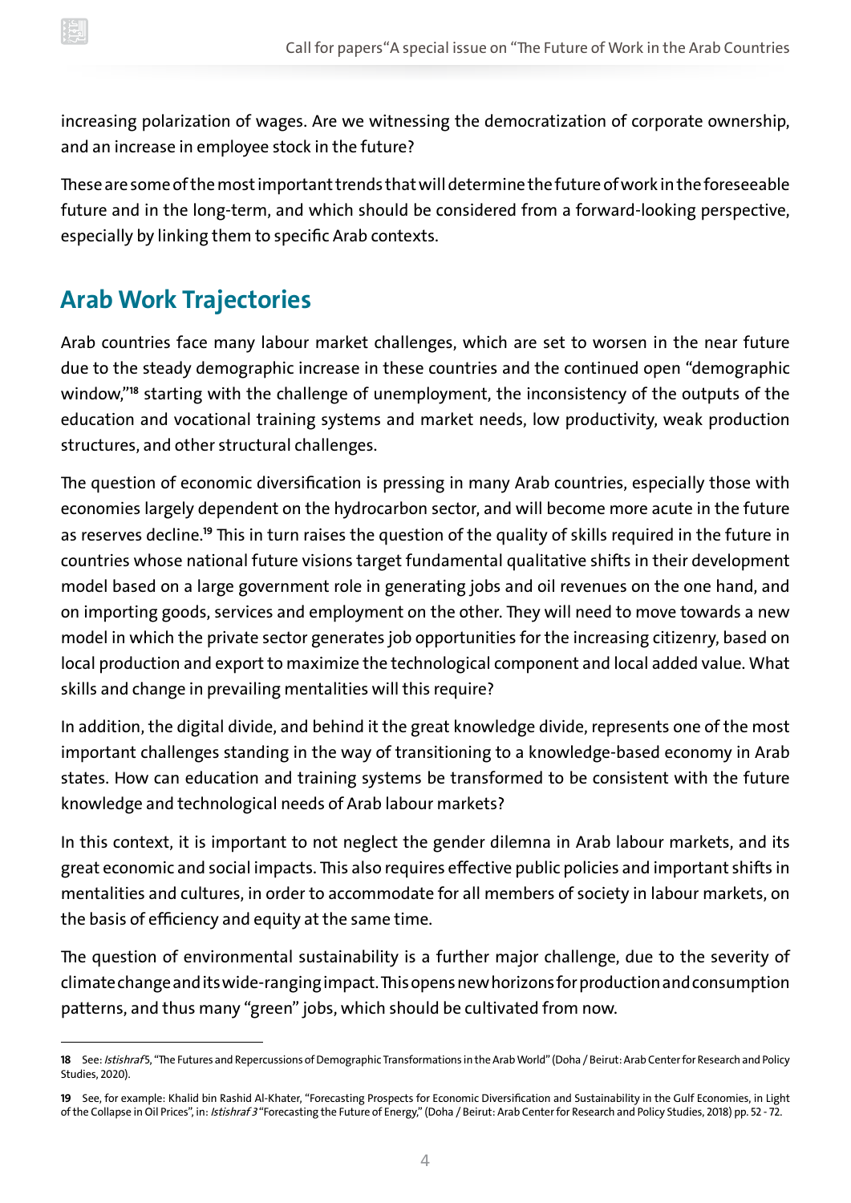increasing polarization of wages. Are we witnessing the democratization of corporate ownership, and an increase in employee stock in the future?

These are some of the most important trends that will determine the future of work in the foreseeable future and in the long-term, and which should be considered from a forward-looking perspective, especially by linking them to specific Arab contexts.

## Arab Work Trajectories

Arab countries face many labour market challenges, which are set to worsen in the near future due to the steady demographic increase in these countries and the continued open "demographic window,"[18] starting with the challenge of unemployment, the inconsistency of the outputs of the education and vocational training systems and market needs, low productivity, weak production structures, and other structural challenges.

The question of economic diversification is pressing in many Arab countries, especially those with economies largely dependent on the hydrocarbon sector, and will become more acute in the future as reserves decline.[19] This in turn raises the question of the quality of skills required in the future in countries whose national future visions target fundamental qualitative shifts in their development model based on a large government role in generating jobs and oil revenues on the one hand, and on importing goods, services and employment on the other. They will need to move towards a new model in which the private sector generates job opportunities for the increasing citizenry, based on local production and export to maximize the technological component and local added value. What skills and change in prevailing mentalities will this require?

In addition, the digital divide, and behind it the great knowledge divide, represents one of the most important challenges standing in the way of transitioning to a knowledge-based economy in Arab states. How can education and training systems be transformed to be consistent with the future knowledge and technological needs of Arab labour markets?

In this context, it is important to not neglect the gender dilemna in Arab labour markets, and its great economic and social impacts. This also requires effective public policies and important shifts in mentalities and cultures, in order to accommodate for all members of society in labour markets, on the basis of efficiency and equity at the same time.

The question of environmental sustainability is a further major challenge, due to the severity of climate change and its wide-ranging impact. This opens new horizons for production and consumption patterns, and thus many "green" jobs, which should be cultivated from now.

---

18 See: *Istishraf* 5, "The Futures and Repercussions of Demographic Transformations in the Arab World" (Doha / Beirut: Arab Center for Research and Policy Studies, 2020).

19 See, for example: Khalid bin Rashid Al-Khater, "Forecasting Prospects for Economic Diversification and Sustainability in the Gulf Economies, in Light of the Collapse in Oil Prices", in: *Istishraf 3* "Forecasting the Future of Energy," (Doha / Beirut: Arab Center for Research and Policy Studies, 2018) pp. 52 - 72.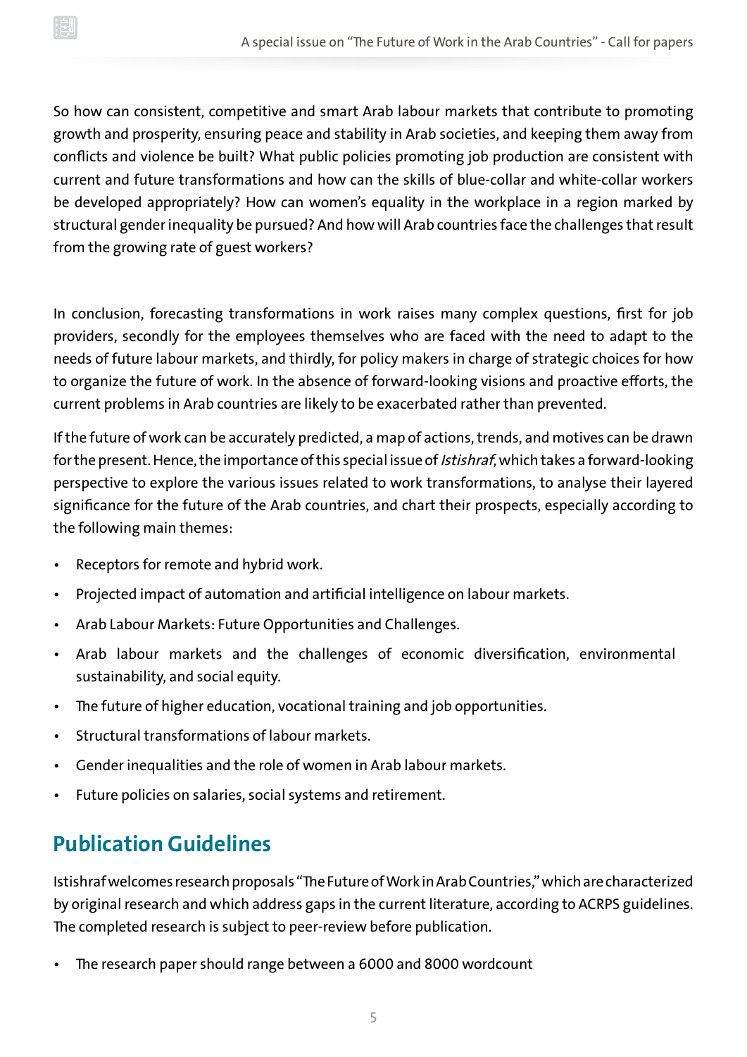So how can consistent, competitive and smart Arab labour markets that contribute to promoting growth and prosperity, ensuring peace and stability in Arab societies, and keeping them away from conflicts and violence be built? What public policies promoting job production are consistent with current and future transformations and how can the skills of blue-collar and white-collar workers be developed appropriately? How can women's equality in the workplace in a region marked by structural gender inequality be pursued? And how will Arab countries face the challenges that result from the growing rate of guest workers?

In conclusion, forecasting transformations in work raises many complex questions, first for job providers, secondly for the employees themselves who are faced with the need to adapt to the needs of future labour markets, and thirdly, for policy makers in charge of strategic choices for how to organize the future of work. In the absence of forward-looking visions and proactive efforts, the current problems in Arab countries are likely to be exacerbated rather than prevented.

If the future of work can be accurately predicted, a map of actions, trends, and motives can be drawn for the present. Hence, the importance of this special issue of *Istishraf*, which takes a forward-looking perspective to explore the various issues related to work transformations, to analyse their layered significance for the future of the Arab countries, and chart their prospects, especially according to the following main themes:

- Receptors for remote and hybrid work.
- Projected impact of automation and artificial intelligence on labour markets.
- Arab Labour Markets: Future Opportunities and Challenges.
- Arab labour markets and the challenges of economic diversification, environmental sustainability, and social equity.
- The future of higher education, vocational training and job opportunities.
- Structural transformations of labour markets.
- Gender inequalities and the role of women in Arab labour markets.
- Future policies on salaries, social systems and retirement.

## Publication Guidelines

Istishraf welcomes research proposals "The Future of Work in Arab Countries," which are characterized by original research and which address gaps in the current literature, according to ACRPS guidelines. The completed research is subject to peer-review before publication.

- The research paper should range between a 6000 and 8000 wordcount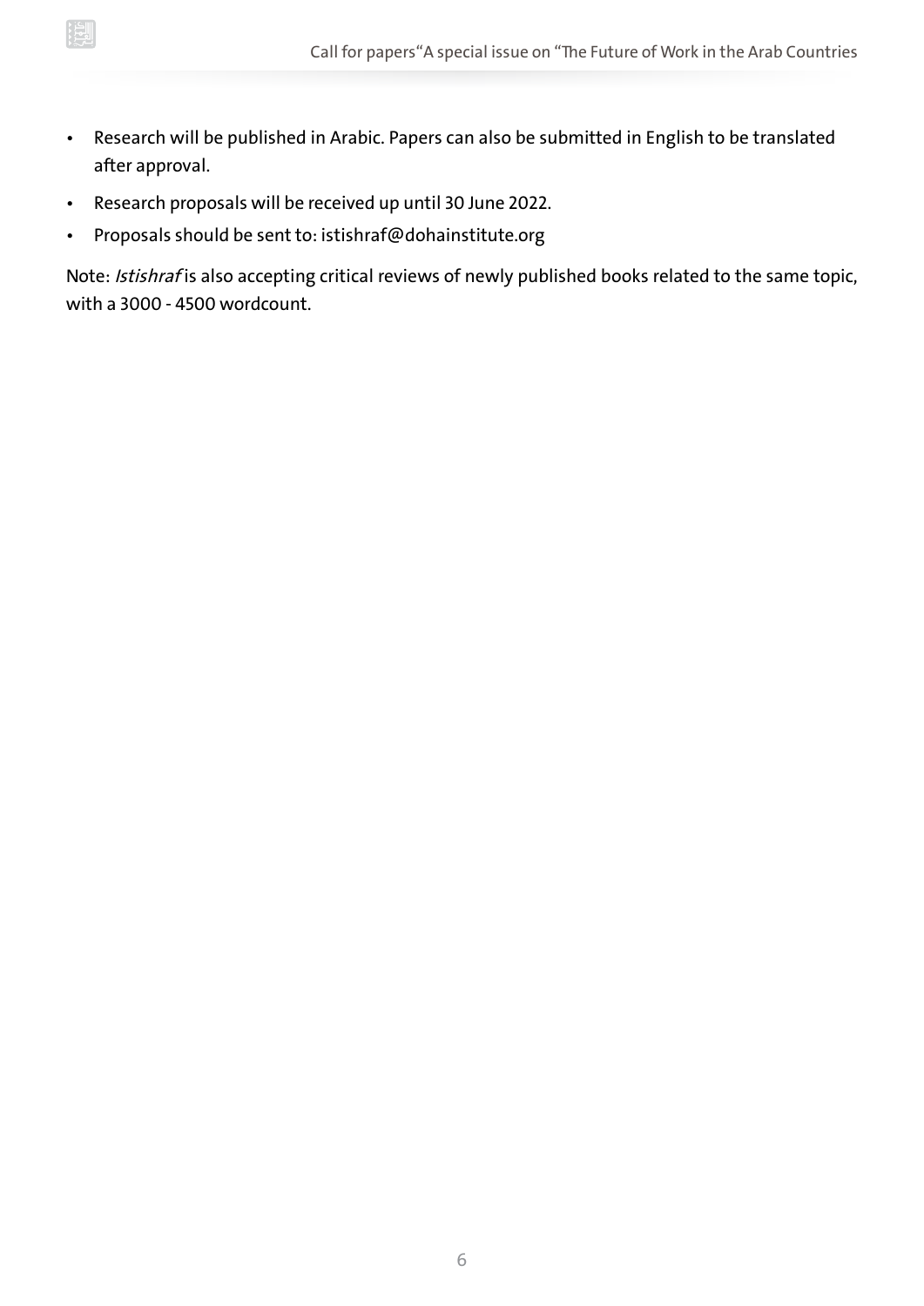- Research will be published in Arabic. Papers can also be submitted in English to be translated after approval.
- Research proposals will be received up until 30 June 2022.
- Proposals should be sent to: istishraf@dohainstitute.org

Note: *Istishraf* is also accepting critical reviews of newly published books related to the same topic, with a 3000 - 4500 wordcount.